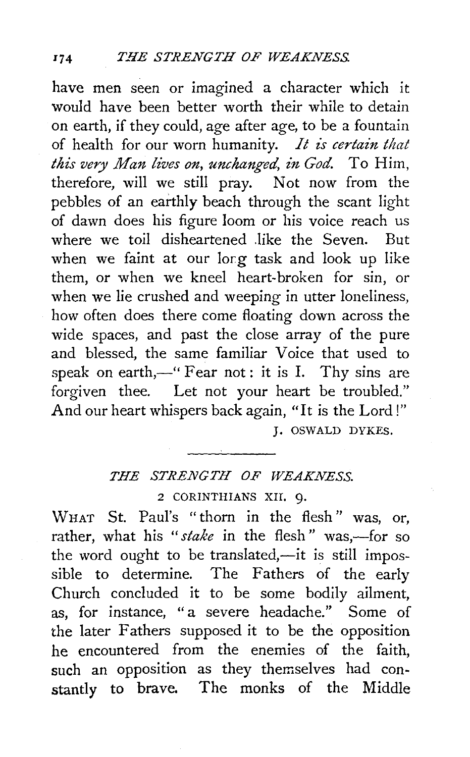have men seen or imagined a character which it would have been better worth their while to detain on earth, if they could, age after age, to be a fountain of health for our worn humanity. *It is certain that this very Man lives on, unchanged, in God.* To Him, therefore, will we still pray. Not now from the pebbles of an earthly beach through the scant light of dawn does his figure loom or his voice reach us where we toil disheartened like the Seven. But when we faint at our long task and look up like them, or when we kneel heart-broken for sin, or when we lie crushed and weeping in utter loneliness, how often does there come floating down across the wide spaces, and past the close array of the pure and blessed, the same familiar Voice that used to speak on earth,—"Fear not: it is I. Thy sins are forgiven thee. Let not your heart be troubled." And our heart whispers back again, "It is the Lord!"

J. OSWALD DYKES.

---

## *THE STRENGTH OF WEAKNESS.*

2 CORINTHIANS XII. 9.

WHAT St. Paul's "thorn in the flesh" was, or, rather, what his "*stake* in the flesh" was,—for so the word ought to be translated,—it is still impossible to determine. The Fathers of the early Church concluded it to be some bodily ailment, as, for instance, "a severe headache." Some of the later Fathers supposed it to be the opposition he encountered from the enemies of the faith, such an opposition as they themselves had constantly to brave. The monks of the Middle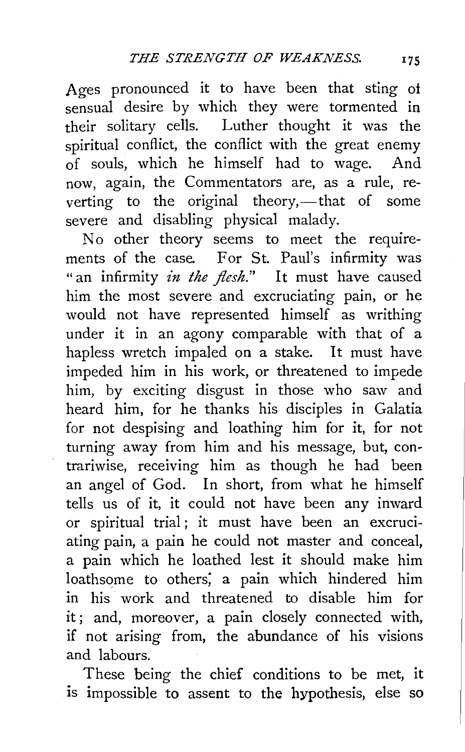Ages pronounced it to have been that sting of sensual desire by which they were tormented in their solitary cells. Luther thought it was the spiritual conflict, the conflict with the great enemy of souls, which he himself had to wage. And now, again, the Commentators are, as a rule, reverting to the original theory,—that of some severe and disabling physical malady.

No other theory seems to meet the requirements of the case. For St. Paul's infirmity was "an infirmity *in the flesh*." It must have caused him the most severe and excruciating pain, or he would not have represented himself as writhing under it in an agony comparable with that of a hapless wretch impaled on a stake. It must have impeded him in his work, or threatened to impede him, by exciting disgust in those who saw and heard him, for he thanks his disciples in Galatia for not despising and loathing him for it, for not turning away from him and his message, but, contrariwise, receiving him as though he had been an angel of God. In short, from what he himself tells us of it, it could not have been any inward or spiritual trial; it must have been an excruciating pain, a pain he could not master and conceal, a pain which he loathed lest it should make him loathsome to others; a pain which hindered him in his work and threatened to disable him for it; and, moreover, a pain closely connected with, if not arising from, the abundance of his visions and labours.

These being the chief conditions to be met, it is impossible to assent to the hypothesis, else so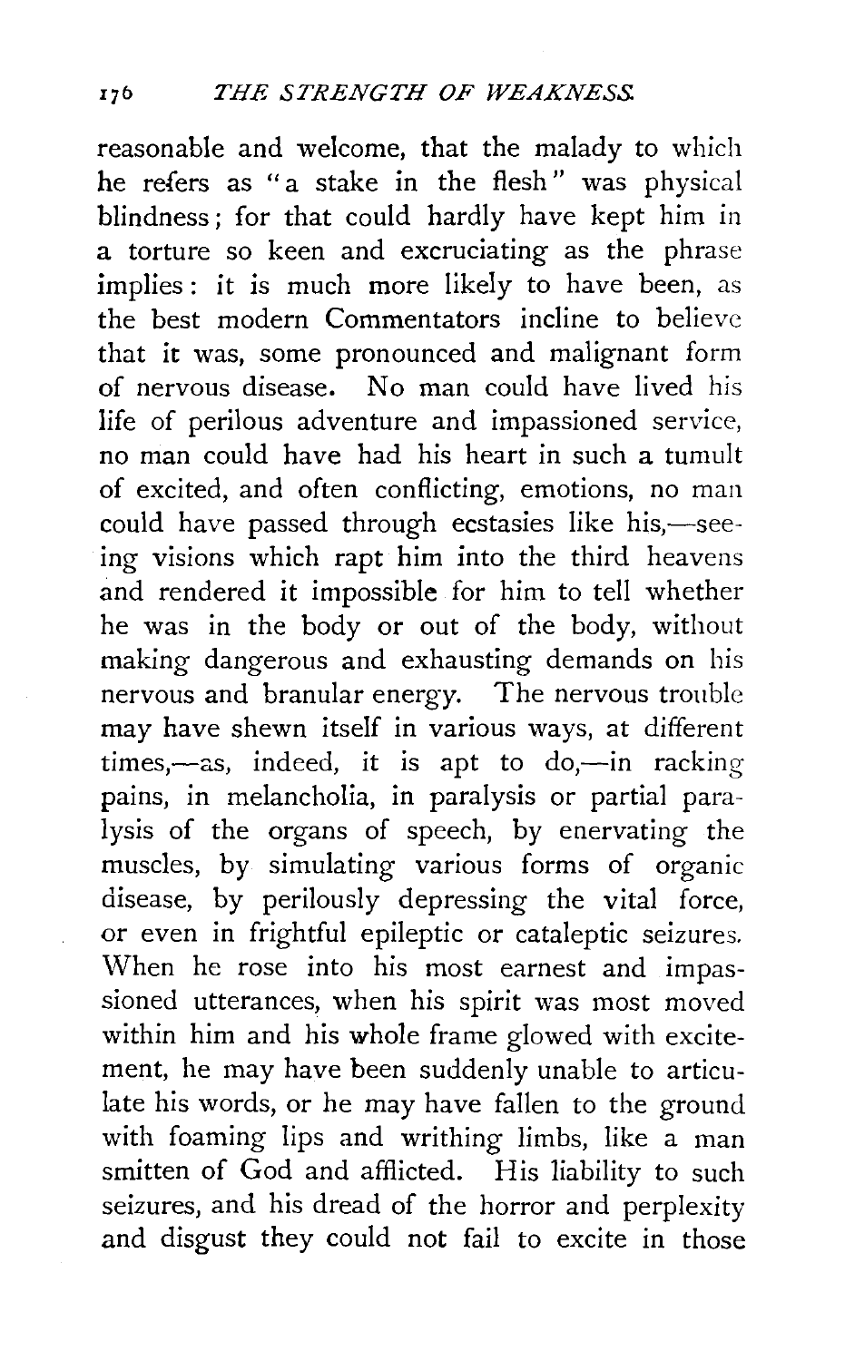reasonable and welcome, that the malady to which he refers as "a stake in the flesh" was physical blindness; for that could hardly have kept him in a torture so keen and excruciating as the phrase implies: it is much more likely to have been, as the best modern Commentators incline to believe that it was, some pronounced and malignant form of nervous disease. No man could have lived his life of perilous adventure and impassioned service, no man could have had his heart in such a tumult of excited, and often conflicting, emotions, no man could have passed through ecstasies like his,—seeing visions which rapt him into the third heavens and rendered it impossible for him to tell whether he was in the body or out of the body, without making dangerous and exhausting demands on his nervous and branular energy. The nervous trouble may have shewn itself in various ways, at different times,—as, indeed, it is apt to do,—in racking pains, in melancholia, in paralysis or partial paralysis of the organs of speech, by enervating the muscles, by simulating various forms of organic disease, by perilously depressing the vital force, or even in frightful epileptic or cataleptic seizures. When he rose into his most earnest and impassioned utterances, when his spirit was most moved within him and his whole frame glowed with excitement, he may have been suddenly unable to articulate his words, or he may have fallen to the ground with foaming lips and writhing limbs, like a man smitten of God and afflicted. His liability to such seizures, and his dread of the horror and perplexity and disgust they could not fail to excite in those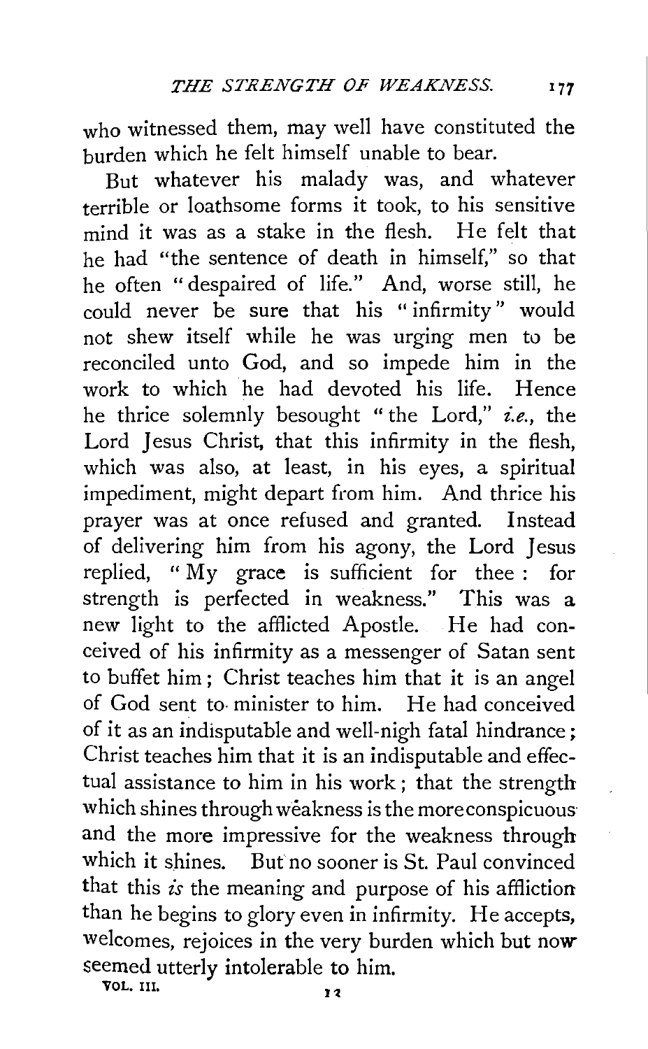who witnessed them, may well have constituted the burden which he felt himself unable to bear.

But whatever his malady was, and whatever terrible or loathsome forms it took, to his sensitive mind it was as a stake in the flesh. He felt that he had "the sentence of death in himself," so that he often "despaired of life." And, worse still, he could never be sure that his "infirmity" would not shew itself while he was urging men to be reconciled unto God, and so impede him in the work to which he had devoted his life. Hence he thrice solemnly besought "the Lord," *i.e.*, the Lord Jesus Christ, that this infirmity in the flesh, which was also, at least, in his eyes, a spiritual impediment, might depart from him. And thrice his prayer was at once refused and granted. Instead of delivering him from his agony, the Lord Jesus replied, "My grace is sufficient for thee: for strength is perfected in weakness." This was a new light to the afflicted Apostle. He had conceived of his infirmity as a messenger of Satan sent to buffet him; Christ teaches him that it is an angel of God sent to minister to him. He had conceived of it as an indisputable and well-nigh fatal hindrance; Christ teaches him that it is an indisputable and effectual assistance to him in his work; that the strength which shines through weakness is the more conspicuous and the more impressive for the weakness through which it shines. But no sooner is St. Paul convinced that this *is* the meaning and purpose of his affliction than he begins to glory even in infirmity. He accepts, welcomes, rejoices in the very burden which but now seemed utterly intolerable to him.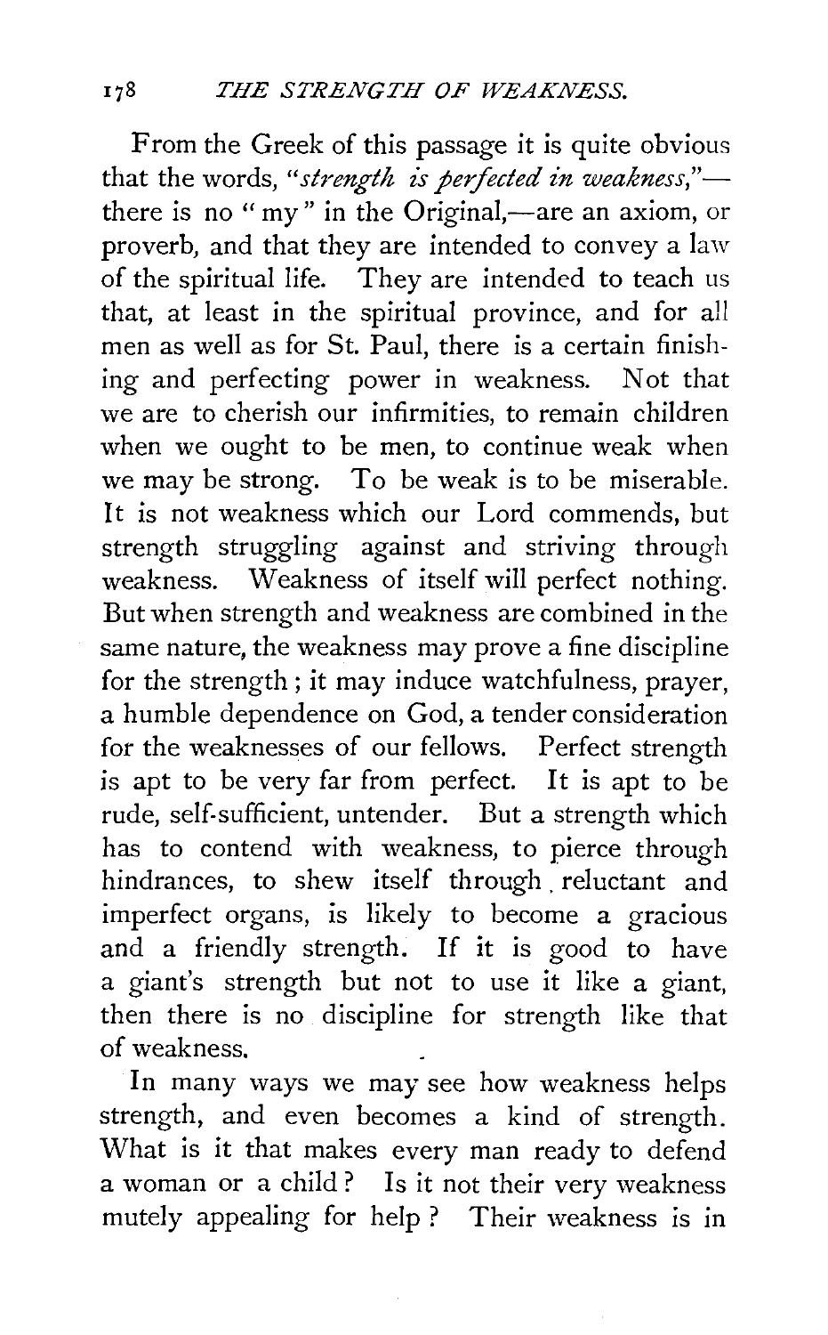From the Greek of this passage it is quite obvious that the words, *"strength is perfected in weakness,"*—there is no "my" in the Original,—are an axiom, or proverb, and that they are intended to convey a law of the spiritual life. They are intended to teach us that, at least in the spiritual province, and for all men as well as for St. Paul, there is a certain finishing and perfecting power in weakness. Not that we are to cherish our infirmities, to remain children when we ought to be men, to continue weak when we may be strong. To be weak is to be miserable. It is not weakness which our Lord commends, but strength struggling against and striving through weakness. Weakness of itself will perfect nothing. But when strength and weakness are combined in the same nature, the weakness may prove a fine discipline for the strength; it may induce watchfulness, prayer, a humble dependence on God, a tender consideration for the weaknesses of our fellows. Perfect strength is apt to be very far from perfect. It is apt to be rude, self-sufficient, untender. But a strength which has to contend with weakness, to pierce through hindrances, to shew itself through reluctant and imperfect organs, is likely to become a gracious and a friendly strength. If it is good to have a giant's strength but not to use it like a giant, then there is no discipline for strength like that of weakness.

In many ways we may see how weakness helps strength, and even becomes a kind of strength. What is it that makes every man ready to defend a woman or a child? Is it not their very weakness mutely appealing for help? Their weakness is in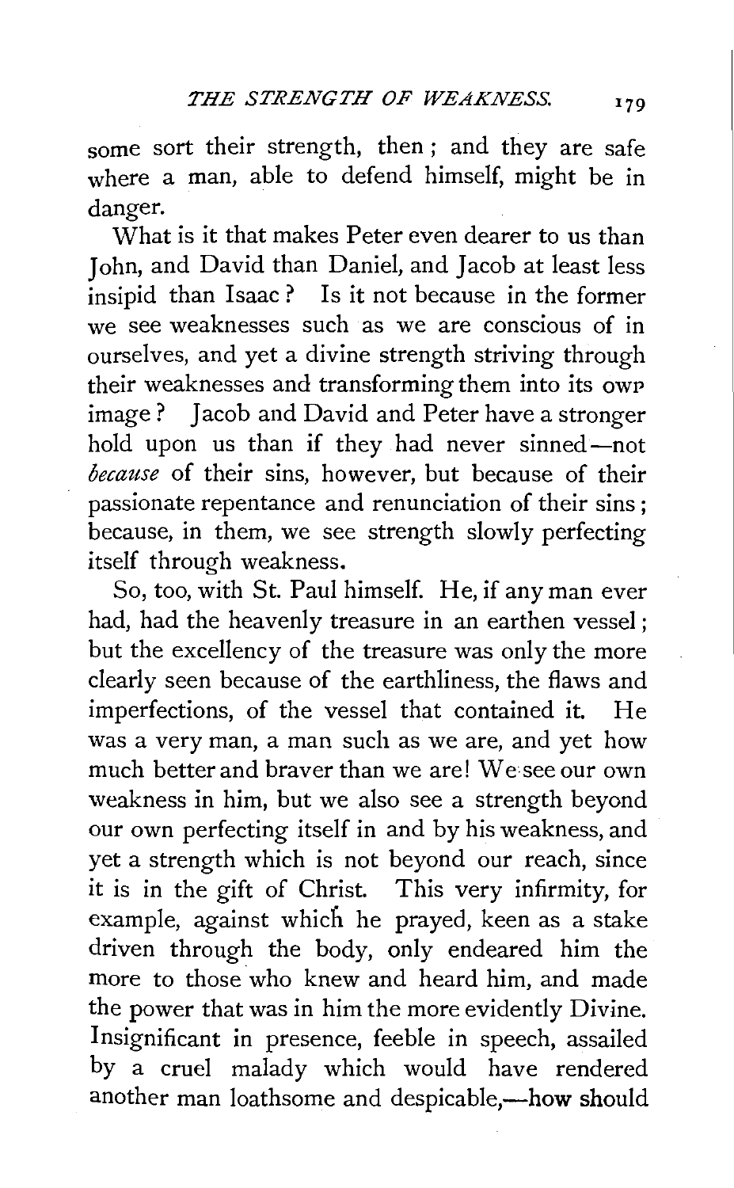some sort their strength, then; and they are safe where a man, able to defend himself, might be in danger.

What is it that makes Peter even dearer to us than John, and David than Daniel, and Jacob at least less insipid than Isaac? Is it not because in the former we see weaknesses such as we are conscious of in ourselves, and yet a divine strength striving through their weaknesses and transforming them into its own image? Jacob and David and Peter have a stronger hold upon us than if they had never sinned—not *because* of their sins, however, but because of their passionate repentance and renunciation of their sins; because, in them, we see strength slowly perfecting itself through weakness.

So, too, with St. Paul himself. He, if any man ever had, had the heavenly treasure in an earthen vessel; but the excellency of the treasure was only the more clearly seen because of the earthliness, the flaws and imperfections, of the vessel that contained it. He was a very man, a man such as we are, and yet how much better and braver than we are! We see our own weakness in him, but we also see a strength beyond our own perfecting itself in and by his weakness, and yet a strength which is not beyond our reach, since it is in the gift of Christ. This very infirmity, for example, against which he prayed, keen as a stake driven through the body, only endeared him the more to those who knew and heard him, and made the power that was in him the more evidently Divine. Insignificant in presence, feeble in speech, assailed by a cruel malady which would have rendered another man loathsome and despicable,—how should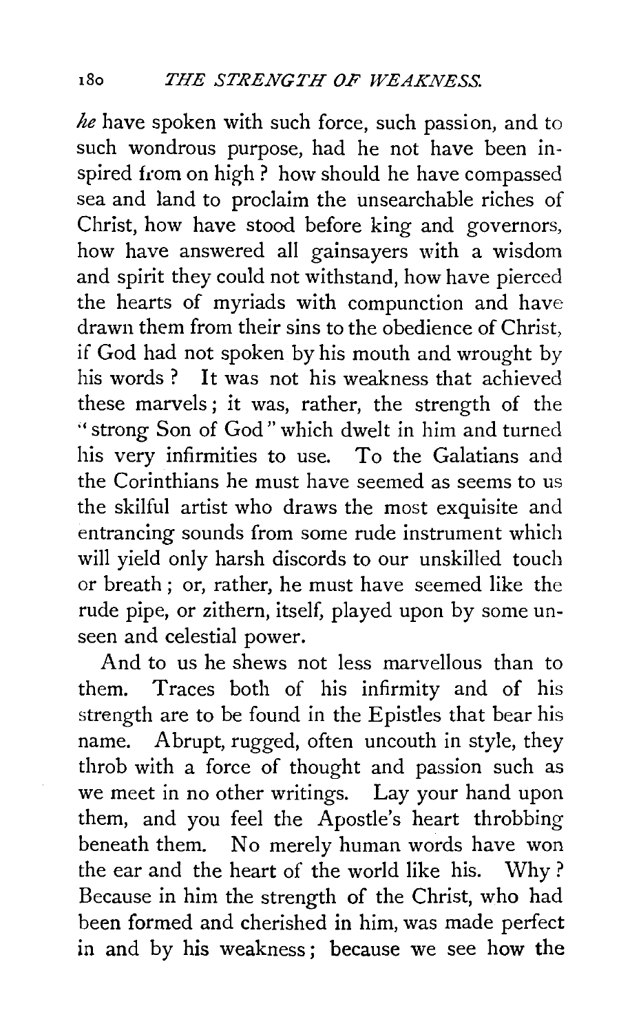*he* have spoken with such force, such passion, and to such wondrous purpose, had he not have been inspired from on high? how should he have compassed sea and land to proclaim the unsearchable riches of Christ, how have stood before king and governors, how have answered all gainsayers with a wisdom and spirit they could not withstand, how have pierced the hearts of myriads with compunction and have drawn them from their sins to the obedience of Christ, if God had not spoken by his mouth and wrought by his words? It was not his weakness that achieved these marvels; it was, rather, the strength of the "strong Son of God" which dwelt in him and turned his very infirmities to use. To the Galatians and the Corinthians he must have seemed as seems to us the skilful artist who draws the most exquisite and entrancing sounds from some rude instrument which will yield only harsh discords to our unskilled touch or breath; or, rather, he must have seemed like the rude pipe, or zithern, itself, played upon by some unseen and celestial power.

And to us he shews not less marvellous than to them. Traces both of his infirmity and of his strength are to be found in the Epistles that bear his name. Abrupt, rugged, often uncouth in style, they throb with a force of thought and passion such as we meet in no other writings. Lay your hand upon them, and you feel the Apostle's heart throbbing beneath them. No merely human words have won the ear and the heart of the world like his. Why? Because in him the strength of the Christ, who had been formed and cherished in him, was made perfect in and by his weakness; because we see how the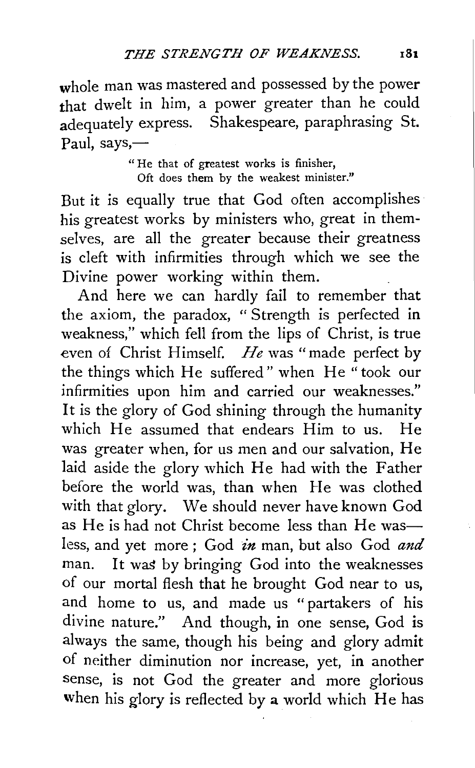whole man was mastered and possessed by the power that dwelt in him, a power greater than he could adequately express. Shakespeare, paraphrasing St. Paul, says,—

> "He that of greatest works is finisher,
> Oft does them by the weakest minister."

But it is equally true that God often accomplishes his greatest works by ministers who, great in themselves, are all the greater because their greatness is cleft with infirmities through which we see the Divine power working within them.

And here we can hardly fail to remember that the axiom, the paradox, "Strength is perfected in weakness," which fell from the lips of Christ, is true even of Christ Himself. *He* was "made perfect by the things which He suffered" when He "took our infirmities upon him and carried our weaknesses." It is the glory of God shining through the humanity which He assumed that endears Him to us. He was greater when, for us men and our salvation, He laid aside the glory which He had with the Father before the world was, than when He was clothed with that glory. We should never have known God as He is had not Christ become less than He was—less, and yet more; God *in* man, but also God *and* man. It was by bringing God into the weaknesses of our mortal flesh that he brought God near to us, and home to us, and made us "partakers of his divine nature." And though, in one sense, God is always the same, though his being and glory admit of neither diminution nor increase, yet, in another sense, is not God the greater and more glorious when his glory is reflected by a world which He has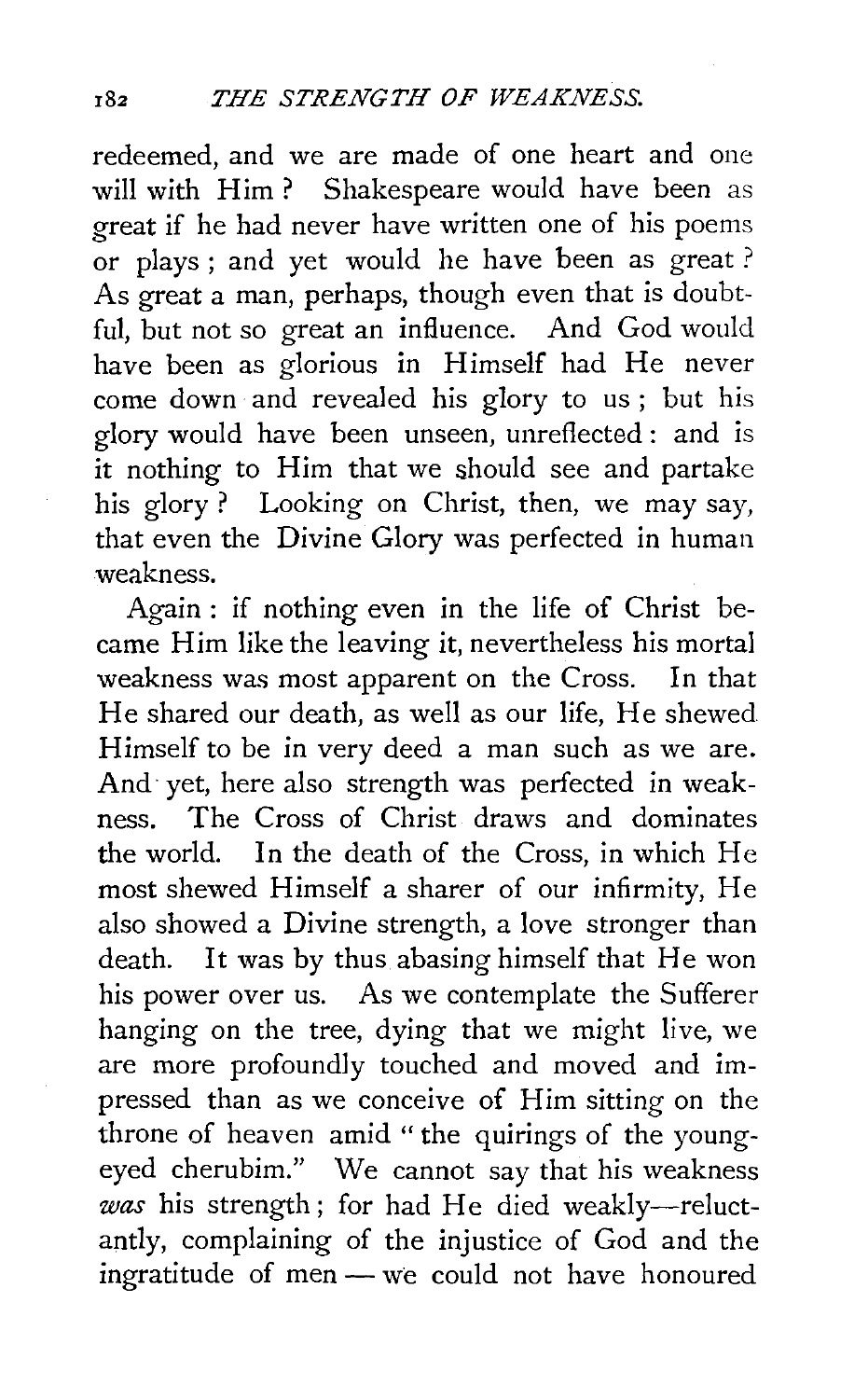redeemed, and we are made of one heart and one will with Him? Shakespeare would have been as great if he had never have written one of his poems or plays; and yet would he have been as great? As great a man, perhaps, though even that is doubtful, but not so great an influence. And God would have been as glorious in Himself had He never come down and revealed his glory to us; but his glory would have been unseen, unreflected: and is it nothing to Him that we should see and partake his glory? Looking on Christ, then, we may say, that even the Divine Glory was perfected in human weakness.

Again: if nothing even in the life of Christ became Him like the leaving it, nevertheless his mortal weakness was most apparent on the Cross. In that He shared our death, as well as our life, He shewed Himself to be in very deed a man such as we are. And yet, here also strength was perfected in weakness. The Cross of Christ draws and dominates the world. In the death of the Cross, in which He most shewed Himself a sharer of our infirmity, He also showed a Divine strength, a love stronger than death. It was by thus abasing himself that He won his power over us. As we contemplate the Sufferer hanging on the tree, dying that we might live, we are more profoundly touched and moved and impressed than as we conceive of Him sitting on the throne of heaven amid "the quirings of the young-eyed cherubim." We cannot say that his weakness *was* his strength; for had He died weakly—reluctantly, complaining of the injustice of God and the ingratitude of men — we could not have honoured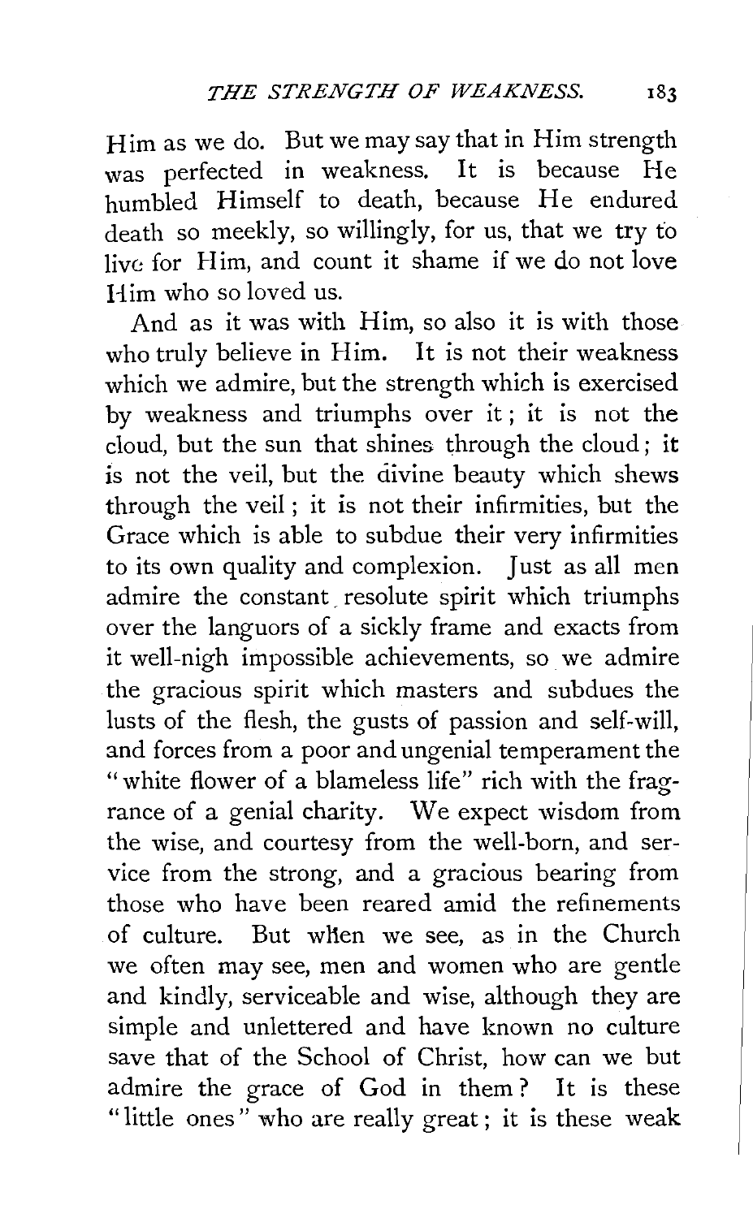Him as we do. But we may say that in Him strength was perfected in weakness. It is because He humbled Himself to death, because He endured death so meekly, so willingly, for us, that we try to live for Him, and count it shame if we do not love Him who so loved us.

And as it was with Him, so also it is with those who truly believe in Him. It is not their weakness which we admire, but the strength which is exercised by weakness and triumphs over it; it is not the cloud, but the sun that shines through the cloud; it is not the veil, but the divine beauty which shews through the veil; it is not their infirmities, but the Grace which is able to subdue their very infirmities to its own quality and complexion. Just as all men admire the constant resolute spirit which triumphs over the languors of a sickly frame and exacts from it well-nigh impossible achievements, so we admire the gracious spirit which masters and subdues the lusts of the flesh, the gusts of passion and self-will, and forces from a poor and ungenial temperament the "white flower of a blameless life" rich with the fragrance of a genial charity. We expect wisdom from the wise, and courtesy from the well-born, and service from the strong, and a gracious bearing from those who have been reared amid the refinements of culture. But when we see, as in the Church we often may see, men and women who are gentle and kindly, serviceable and wise, although they are simple and unlettered and have known no culture save that of the School of Christ, how can we but admire the grace of God in them? It is these "little ones" who are really great; it is these weak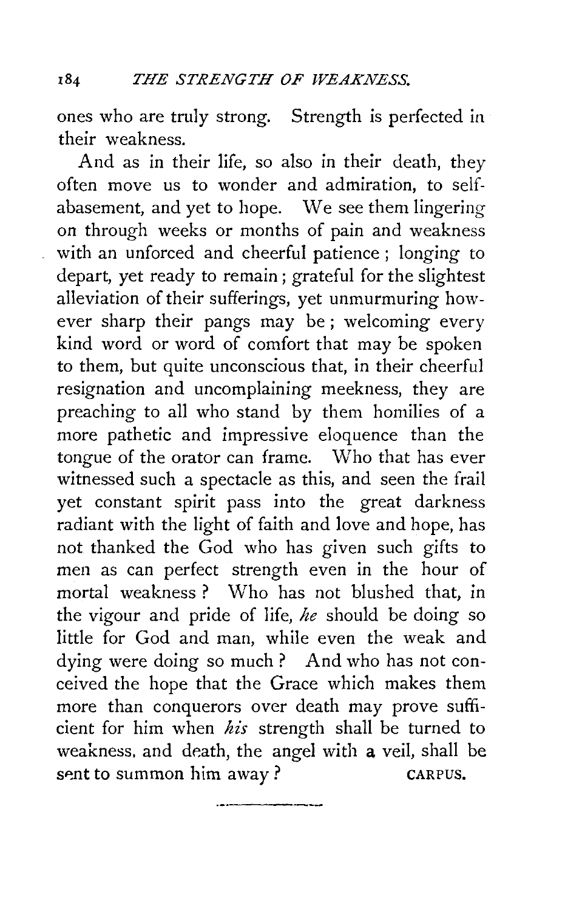ones who are truly strong. Strength is perfected in their weakness.

And as in their life, so also in their death, they often move us to wonder and admiration, to self-abasement, and yet to hope. We see them lingering on through weeks or months of pain and weakness with an unforced and cheerful patience; longing to depart, yet ready to remain; grateful for the slightest alleviation of their sufferings, yet unmurmuring however sharp their pangs may be; welcoming every kind word or word of comfort that may be spoken to them, but quite unconscious that, in their cheerful resignation and uncomplaining meekness, they are preaching to all who stand by them homilies of a more pathetic and impressive eloquence than the tongue of the orator can frame. Who that has ever witnessed such a spectacle as this, and seen the frail yet constant spirit pass into the great darkness radiant with the light of faith and love and hope, has not thanked the God who has given such gifts to men as can perfect strength even in the hour of mortal weakness? Who has not blushed that, in the vigour and pride of life, *he* should be doing so little for God and man, while even the weak and dying were doing so much? And who has not conceived the hope that the Grace which makes them more than conquerors over death may prove sufficient for him when *his* strength shall be turned to weakness, and death, the angel with a veil, shall be sent to summon him away?

CARPUS.